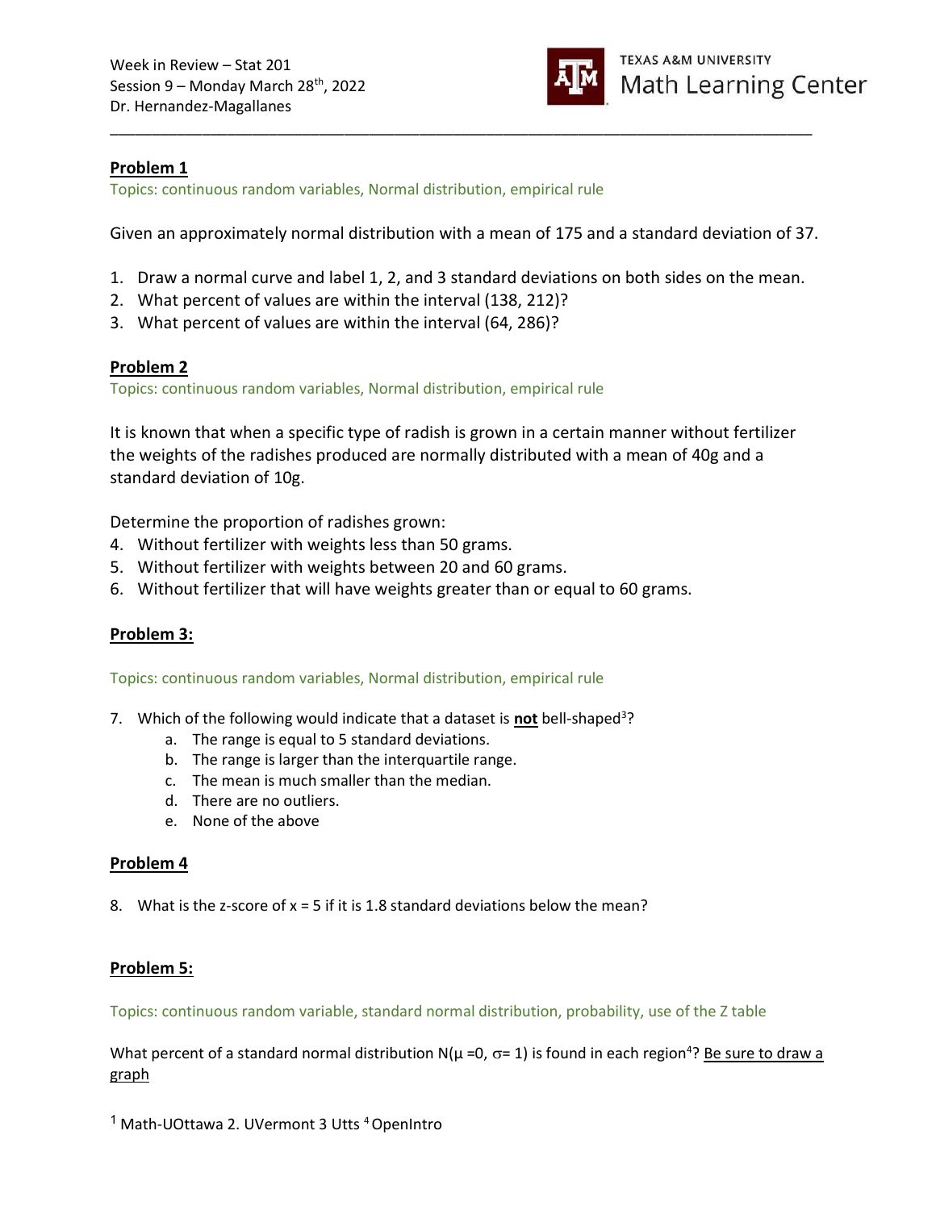Week in Review – Stat 201
Session 9 – Monday March 28th, 2022
Dr. Hernandez-Magallanes

TEXAS A&M UNIVERSITY
Math Learning Center

---

**Problem 1**

Topics: continuous random variables, Normal distribution, empirical rule

Given an approximately normal distribution with a mean of 175 and a standard deviation of 37.

1. Draw a normal curve and label 1, 2, and 3 standard deviations on both sides on the mean.
2. What percent of values are within the interval (138, 212)?
3. What percent of values are within the interval (64, 286)?

**Problem 2**

Topics: continuous random variables, Normal distribution, empirical rule

It is known that when a specific type of radish is grown in a certain manner without fertilizer the weights of the radishes produced are normally distributed with a mean of 40g and a standard deviation of 10g.

Determine the proportion of radishes grown:

4. Without fertilizer with weights less than 50 grams.
5. Without fertilizer with weights between 20 and 60 grams.
6. Without fertilizer that will have weights greater than or equal to 60 grams.

**Problem 3:**

Topics: continuous random variables, Normal distribution, empirical rule

7. Which of the following would indicate that a dataset is **not** bell-shaped[3]?
   a. The range is equal to 5 standard deviations.
   b. The range is larger than the interquartile range.
   c. The mean is much smaller than the median.
   d. There are no outliers.
   e. None of the above

**Problem 4**

8. What is the z-score of x = 5 if it is 1.8 standard deviations below the mean?

**Problem 5:**

Topics: continuous random variable, standard normal distribution, probability, use of the Z table

What percent of a standard normal distribution N($\mu$ =0, $\sigma$= 1) is found in each region[4]? Be sure to draw a graph

[1] Math-UOttawa 2. UVermont 3 Utts [4] OpenIntro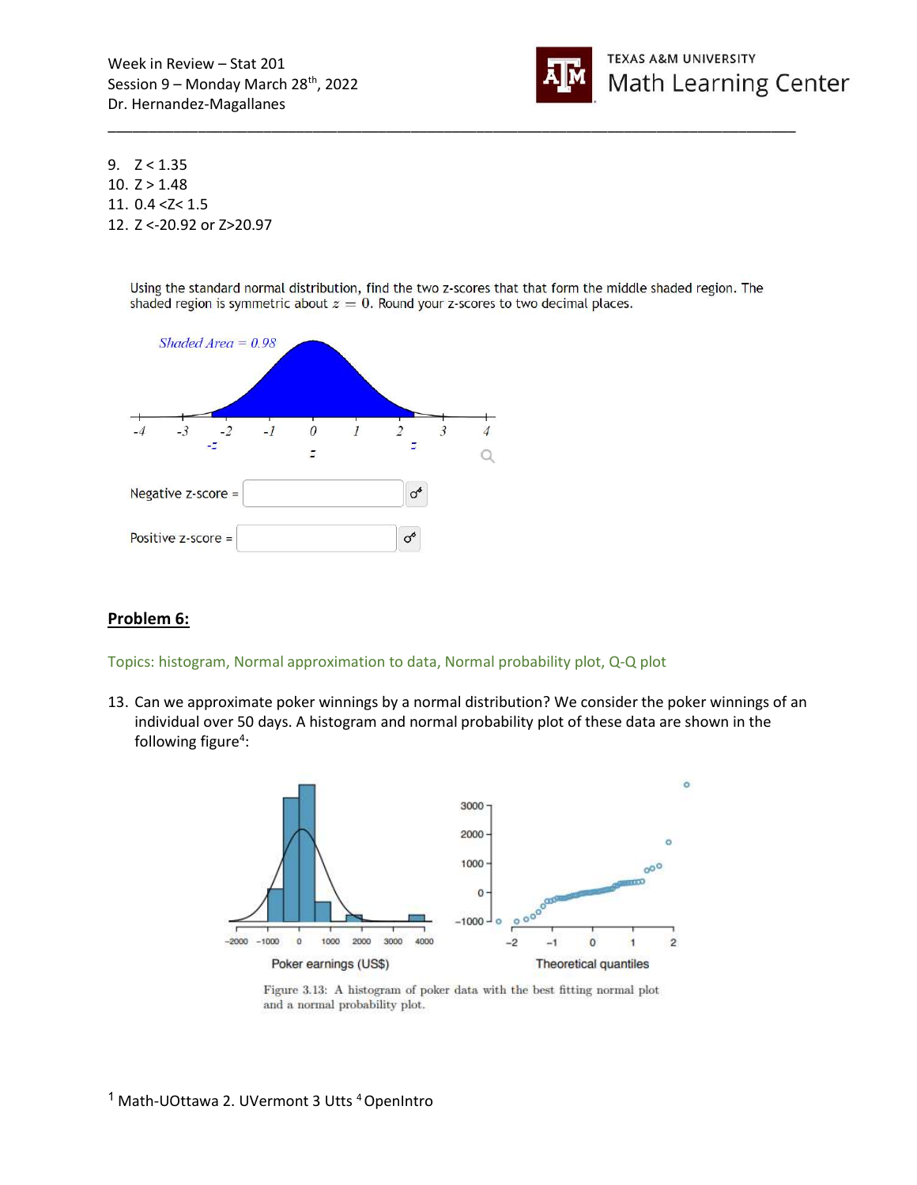9. $Z < 1.35$
10. $Z > 1.48$
11. $0.4 < Z < 1.5$
12. $Z < -20.92$ or $Z > 20.97$

Using the standard normal distribution, find the two z-scores that that form the middle shaded region. The shaded region is symmetric about $z = 0$. Round your z-scores to two decimal places.

*Shaded Area = 0.98*

Negative z-score =

Positive z-score =

**Problem 6:**

Topics: histogram, Normal approximation to data, Normal probability plot, Q-Q plot

13. Can we approximate poker winnings by a normal distribution? We consider the poker winnings of an individual over 50 days. A histogram and normal probability plot of these data are shown in the following figure[4]:

Figure 3.13: A histogram of poker data with the best fitting normal plot and a normal probability plot.

[1] Math-UOttawa 2. UVermont 3 Utts [4] OpenIntro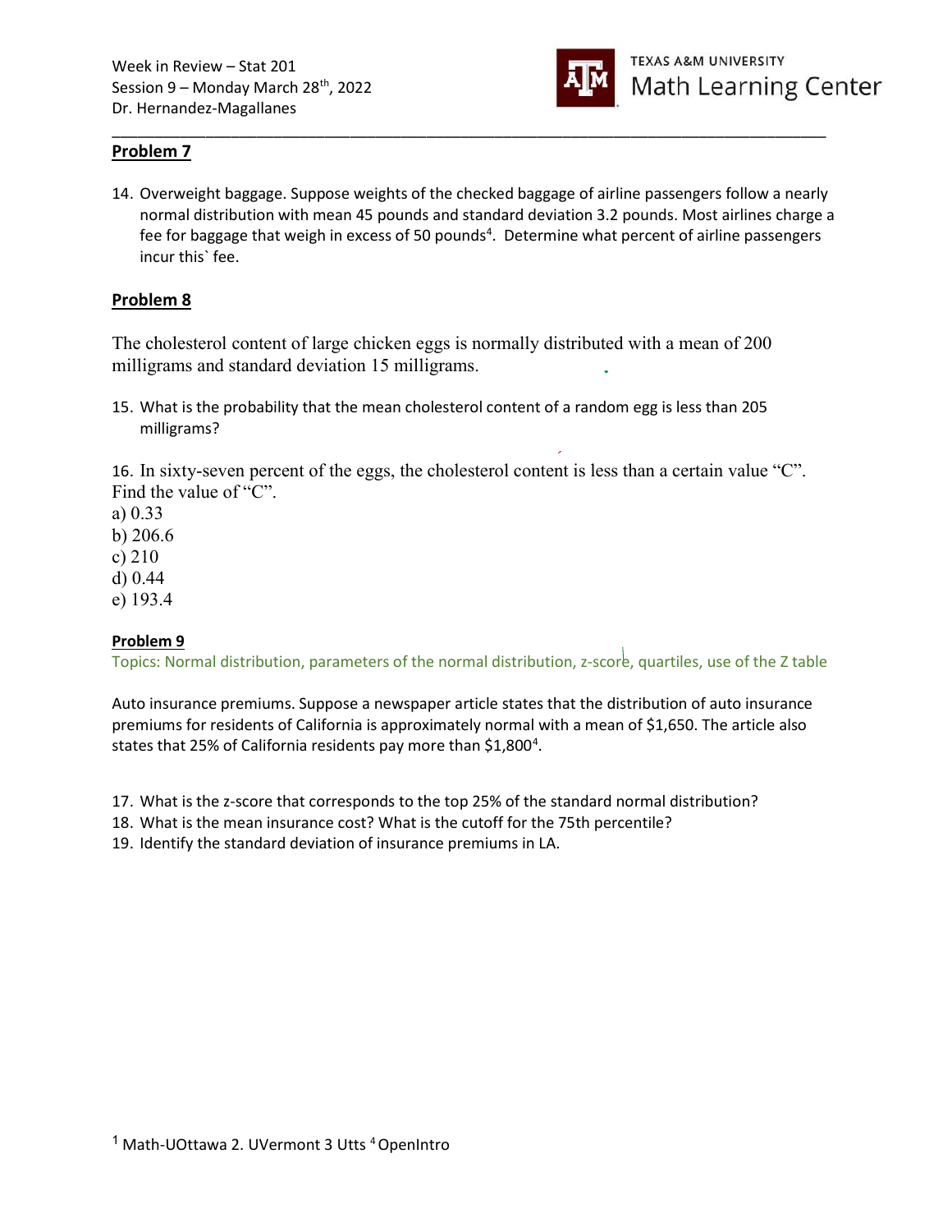## Problem 7

14. Overweight baggage. Suppose weights of the checked baggage of airline passengers follow a nearly normal distribution with mean 45 pounds and standard deviation 3.2 pounds. Most airlines charge a fee for baggage that weigh in excess of 50 pounds[4]. Determine what percent of airline passengers incur this` fee.

## Problem 8

The cholesterol content of large chicken eggs is normally distributed with a mean of 200 milligrams and standard deviation 15 milligrams.

15. What is the probability that the mean cholesterol content of a random egg is less than 205 milligrams?

16. In sixty-seven percent of the eggs, the cholesterol content is less than a certain value "C". Find the value of "C".

a) 0.33
b) 206.6
c) 210
d) 0.44
e) 193.4

## Problem 9

Topics: Normal distribution, parameters of the normal distribution, z-score, quartiles, use of the Z table

Auto insurance premiums. Suppose a newspaper article states that the distribution of auto insurance premiums for residents of California is approximately normal with a mean of $1,650. The article also states that 25% of California residents pay more than $1,800[4].

17. What is the z-score that corresponds to the top 25% of the standard normal distribution?
18. What is the mean insurance cost? What is the cutoff for the 75th percentile?
19. Identify the standard deviation of insurance premiums in LA.

[1] Math-UOttawa 2. UVermont 3 Utts [4] OpenIntro